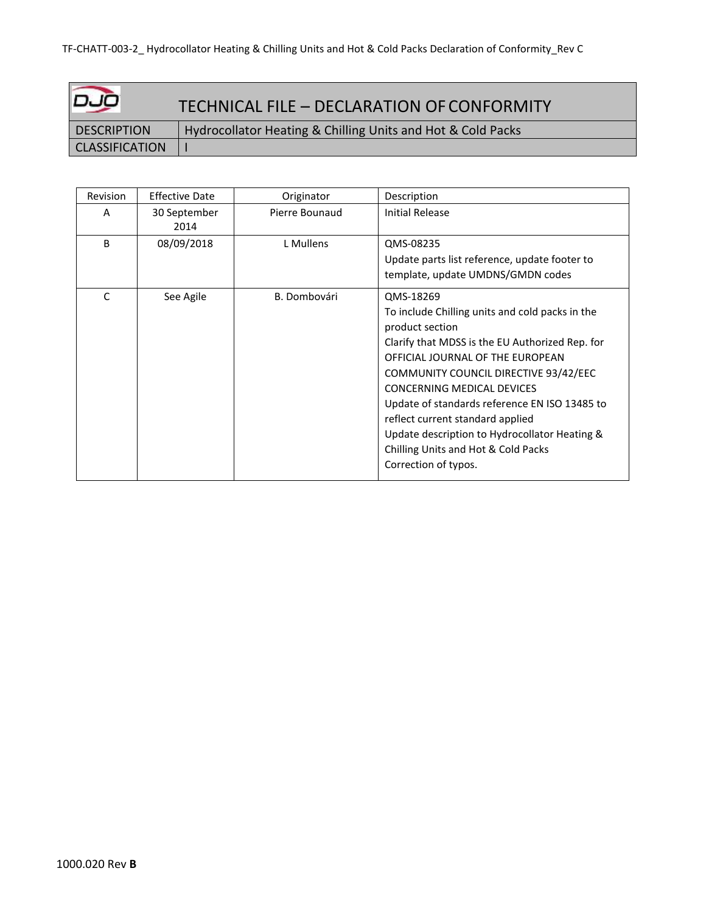# TECHNICAL FILE – DECLARATION OF CONFORMITY

| DESCRIPTION | Hydrocollator Heating & Chilling Units and Hot & Cold Packs |
| --- | --- |
| CLASSIFICATION | I |

| Revision | Effective Date | Originator | Description |
| --- | --- | --- | --- |
| A | 30 September 2014 | Pierre Bounaud | Initial Release |
| B | 08/09/2018 | L Mullens | QMS-08235<br>Update parts list reference, update footer to template, update UMDNS/GMDN codes |
| C | See Agile | B. Dombovári | QMS-18269<br>To include Chilling units and cold packs in the product section<br>Clarify that MDSS is the EU Authorized Rep. for OFFICIAL JOURNAL OF THE EUROPEAN COMMUNITY COUNCIL DIRECTIVE 93/42/EEC CONCERNING MEDICAL DEVICES<br>Update of standards reference EN ISO 13485 to reflect current standard applied<br>Update description to Hydrocollator Heating & Chilling Units and Hot & Cold Packs<br>Correction of typos. |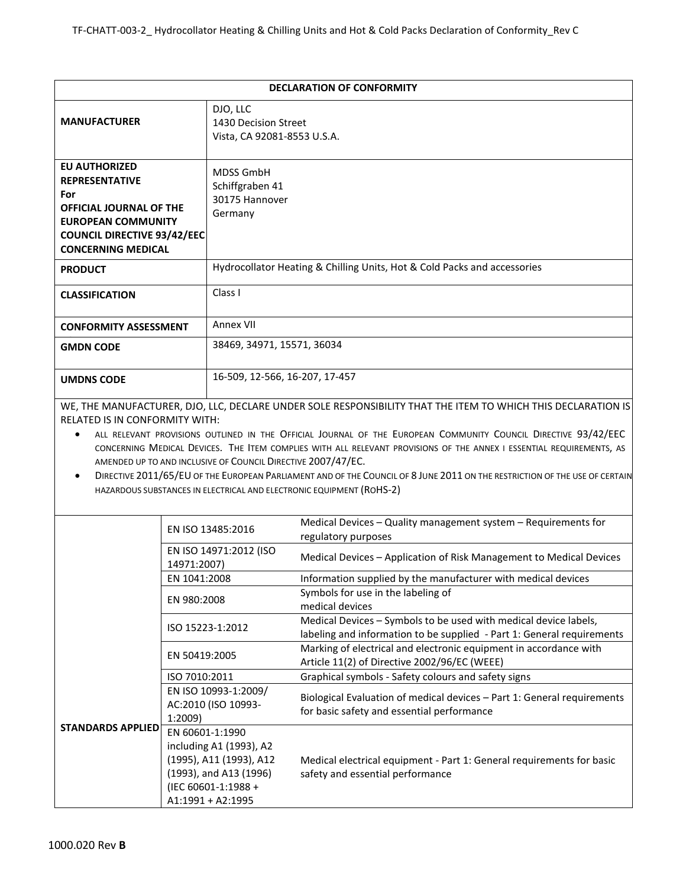| DECLARATION OF CONFORMITY | |
|---|---|
| **MANUFACTURER** | DJO, LLC<br>1430 Decision Street<br>Vista, CA 92081-8553 U.S.A. |
| **EU AUTHORIZED REPRESENTATIVE For OFFICIAL JOURNAL OF THE EUROPEAN COMMUNITY COUNCIL DIRECTIVE 93/42/EEC CONCERNING MEDICAL** | MDSS GmbH<br>Schiffgraben 41<br>30175 Hannover<br>Germany |
| **PRODUCT** | Hydrocollator Heating & Chilling Units, Hot & Cold Packs and accessories |
| **CLASSIFICATION** | Class I |
| **CONFORMITY ASSESSMENT** | Annex VII |
| **GMDN CODE** | 38469, 34971, 15571, 36034 |
| **UMDNS CODE** | 16-509, 12-566, 16-207, 17-457 |

WE, THE MANUFACTURER, DJO, LLC, DECLARE UNDER SOLE RESPONSIBILITY THAT THE ITEM TO WHICH THIS DECLARATION IS RELATED IS IN CONFORMITY WITH:

- ALL RELEVANT PROVISIONS OUTLINED IN THE OFFICIAL JOURNAL OF THE EUROPEAN COMMUNITY COUNCIL DIRECTIVE 93/42/EEC CONCERNING MEDICAL DEVICES. THE ITEM COMPLIES WITH ALL RELEVANT PROVISIONS OF THE ANNEX I ESSENTIAL REQUIREMENTS, AS AMENDED UP TO AND INCLUSIVE OF COUNCIL DIRECTIVE 2007/47/EC.
- DIRECTIVE 2011/65/EU OF THE EUROPEAN PARLIAMENT AND OF THE COUNCIL OF 8 JUNE 2011 ON THE RESTRICTION OF THE USE OF CERTAIN HAZARDOUS SUBSTANCES IN ELECTRICAL AND ELECTRONIC EQUIPMENT (ROHS-2)

| | | |
|---|---|---|
| **STANDARDS APPLIED** | EN ISO 13485:2016 | Medical Devices – Quality management system – Requirements for regulatory purposes |
| | EN ISO 14971:2012 (ISO 14971:2007) | Medical Devices – Application of Risk Management to Medical Devices |
| | EN 1041:2008 | Information supplied by the manufacturer with medical devices |
| | EN 980:2008 | Symbols for use in the labeling of medical devices |
| | ISO 15223-1:2012 | Medical Devices – Symbols to be used with medical device labels, labeling and information to be supplied - Part 1: General requirements |
| | EN 50419:2005 | Marking of electrical and electronic equipment in accordance with Article 11(2) of Directive 2002/96/EC (WEEE) |
| | ISO 7010:2011 | Graphical symbols - Safety colours and safety signs |
| | EN ISO 10993-1:2009/ AC:2010 (ISO 10993-1:2009) | Biological Evaluation of medical devices – Part 1: General requirements for basic safety and essential performance |
| | EN 60601-1:1990 including A1 (1993), A2 (1995), A11 (1993), A12 (1993), and A13 (1996) (IEC 60601-1:1988 + A1:1991 + A2:1995 | Medical electrical equipment - Part 1: General requirements for basic safety and essential performance |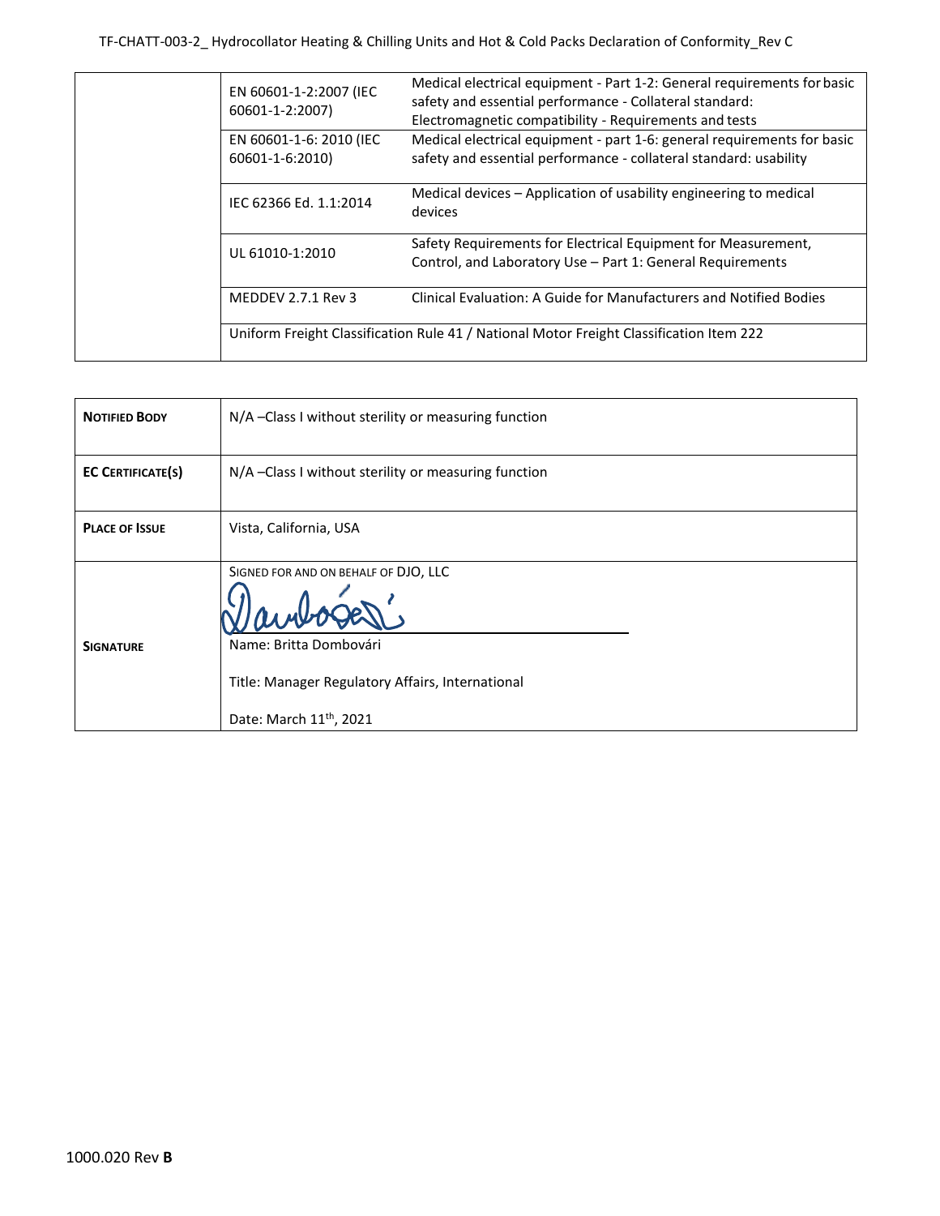| | | |
|---|---|---|
| | EN 60601-1-2:2007 (IEC 60601-1-2:2007) | Medical electrical equipment - Part 1-2: General requirements for basic safety and essential performance - Collateral standard: Electromagnetic compatibility - Requirements and tests |
| | EN 60601-1-6: 2010 (IEC 60601-1-6:2010) | Medical electrical equipment - part 1-6: general requirements for basic safety and essential performance - collateral standard: usability |
| | IEC 62366 Ed. 1.1:2014 | Medical devices – Application of usability engineering to medical devices |
| | UL 61010-1:2010 | Safety Requirements for Electrical Equipment for Measurement, Control, and Laboratory Use – Part 1: General Requirements |
| | MEDDEV 2.7.1 Rev 3 | Clinical Evaluation: A Guide for Manufacturers and Notified Bodies |
| | Uniform Freight Classification Rule 41 / National Motor Freight Classification Item 222 | |

| | |
|---|---|
| **NOTIFIED BODY** | N/A –Class I without sterility or measuring function |
| **EC CERTIFICATE(S)** | N/A –Class I without sterility or measuring function |
| **PLACE OF ISSUE** | Vista, California, USA |
| **SIGNATURE** | SIGNED FOR AND ON BEHALF OF DJO, LLC<br><br>Name: Britta Dombovári<br><br>Title: Manager Regulatory Affairs, International<br><br>Date: March 11th, 2021 |